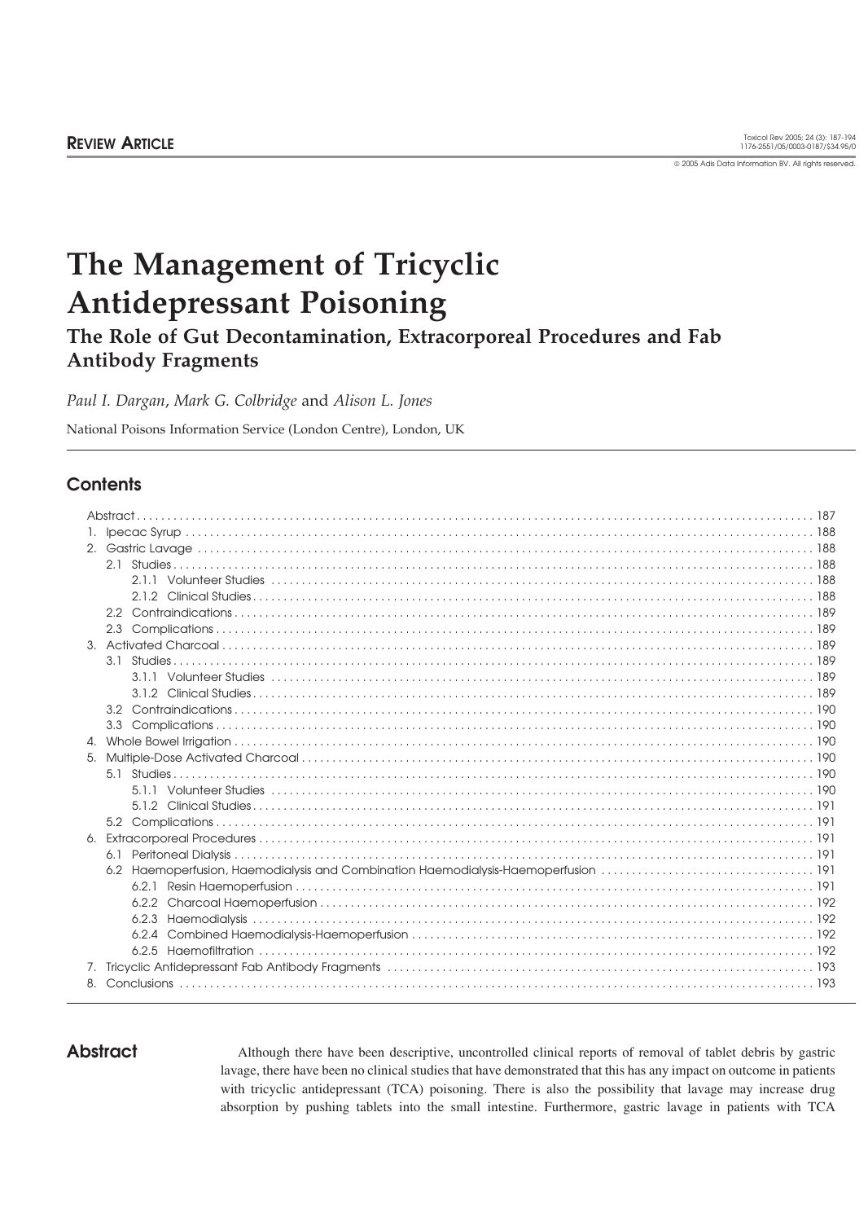REVIEW ARTICLE

# The Management of Tricyclic Antidepressant Poisoning

## The Role of Gut Decontamination, Extracorporeal Procedures and Fab Antibody Fragments

*Paul I. Dargan*, *Mark G. Colbridge* and *Alison L. Jones*

National Poisons Information Service (London Centre), London, UK

## Contents

Abstract ..... 187
1. Ipecac Syrup ..... 188
2. Gastric Lavage ..... 188
   - 2.1 Studies ..... 188
     - 2.1.1 Volunteer Studies ..... 188
     - 2.1.2 Clinical Studies ..... 188
   - 2.2 Contraindications ..... 189
   - 2.3 Complications ..... 189
3. Activated Charcoal ..... 189
   - 3.1 Studies ..... 189
     - 3.1.1 Volunteer Studies ..... 189
     - 3.1.2 Clinical Studies ..... 189
   - 3.2 Contraindications ..... 190
   - 3.3 Complications ..... 190
4. Whole Bowel Irrigation ..... 190
5. Multiple-Dose Activated Charcoal ..... 190
   - 5.1 Studies ..... 190
     - 5.1.1 Volunteer Studies ..... 190
     - 5.1.2 Clinical Studies ..... 191
   - 5.2 Complications ..... 191
6. Extracorporeal Procedures ..... 191
   - 6.1 Peritoneal Dialysis ..... 191
   - 6.2 Haemoperfusion, Haemodialysis and Combination Haemodialysis-Haemoperfusion ..... 191
     - 6.2.1 Resin Haemoperfusion ..... 191
     - 6.2.2 Charcoal Haemoperfusion ..... 192
     - 6.2.3 Haemodialysis ..... 192
     - 6.2.4 Combined Haemodialysis-Haemoperfusion ..... 192
     - 6.2.5 Haemofiltration ..... 192
7. Tricyclic Antidepressant Fab Antibody Fragments ..... 193
8. Conclusions ..... 193

## Abstract

Although there have been descriptive, uncontrolled clinical reports of removal of tablet debris by gastric lavage, there have been no clinical studies that have demonstrated that this has any impact on outcome in patients with tricyclic antidepressant (TCA) poisoning. There is also the possibility that lavage may increase drug absorption by pushing tablets into the small intestine. Furthermore, gastric lavage in patients with TCA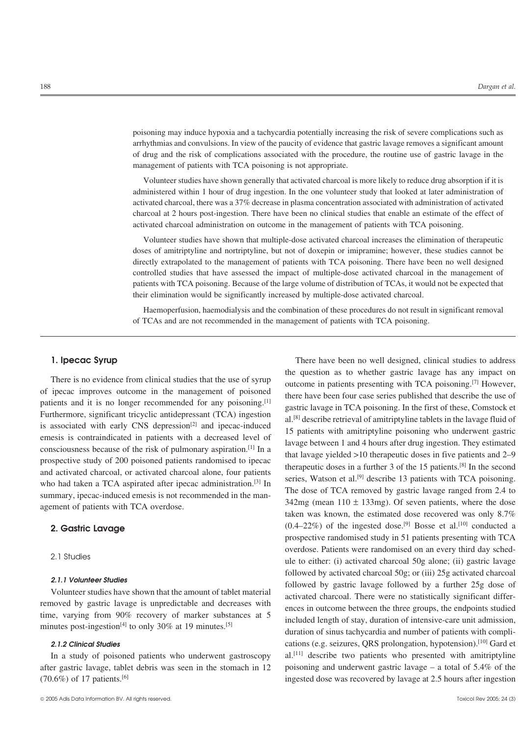poisoning may induce hypoxia and a tachycardia potentially increasing the risk of severe complications such as arrhythmias and convulsions. In view of the paucity of evidence that gastric lavage removes a significant amount of drug and the risk of complications associated with the procedure, the routine use of gastric lavage in the management of patients with TCA poisoning is not appropriate.

Volunteer studies have shown generally that activated charcoal is more likely to reduce drug absorption if it is administered within 1 hour of drug ingestion. In the one volunteer study that looked at later administration of activated charcoal, there was a 37% decrease in plasma concentration associated with administration of activated charcoal at 2 hours post-ingestion. There have been no clinical studies that enable an estimate of the effect of activated charcoal administration on outcome in the management of patients with TCA poisoning.

Volunteer studies have shown that multiple-dose activated charcoal increases the elimination of therapeutic doses of amitriptyline and nortriptyline, but not of doxepin or imipramine; however, these studies cannot be directly extrapolated to the management of patients with TCA poisoning. There have been no well designed controlled studies that have assessed the impact of multiple-dose activated charcoal in the management of patients with TCA poisoning. Because of the large volume of distribution of TCAs, it would not be expected that their elimination would be significantly increased by multiple-dose activated charcoal.

Haemoperfusion, haemodialysis and the combination of these procedures do not result in significant removal of TCAs and are not recommended in the management of patients with TCA poisoning.

## 1. Ipecac Syrup

There is no evidence from clinical studies that the use of syrup of ipecac improves outcome in the management of poisoned patients and it is no longer recommended for any poisoning.[1] Furthermore, significant tricyclic antidepressant (TCA) ingestion is associated with early CNS depression[2] and ipecac-induced emesis is contraindicated in patients with a decreased level of consciousness because of the risk of pulmonary aspiration.[1] In a prospective study of 200 poisoned patients randomised to ipecac and activated charcoal, or activated charcoal alone, four patients who had taken a TCA aspirated after ipecac administration.[3] In summary, ipecac-induced emesis is not recommended in the management of patients with TCA overdose.

## 2. Gastric Lavage

### 2.1 Studies

#### *2.1.1 Volunteer Studies*

Volunteer studies have shown that the amount of tablet material removed by gastric lavage is unpredictable and decreases with time, varying from 90% recovery of marker substances at 5 minutes post-ingestion[4] to only 30% at 19 minutes.[5]

#### *2.1.2 Clinical Studies*

In a study of poisoned patients who underwent gastroscopy after gastric lavage, tablet debris was seen in the stomach in 12 (70.6%) of 17 patients.[6]

There have been no well designed, clinical studies to address the question as to whether gastric lavage has any impact on outcome in patients presenting with TCA poisoning.[7] However, there have been four case series published that describe the use of gastric lavage in TCA poisoning. In the first of these, Comstock et al.[8] describe retrieval of amitriptyline tablets in the lavage fluid of 15 patients with amitriptyline poisoning who underwent gastric lavage between 1 and 4 hours after drug ingestion. They estimated that lavage yielded >10 therapeutic doses in five patients and 2–9 therapeutic doses in a further 3 of the 15 patients.[8] In the second series, Watson et al.[9] describe 13 patients with TCA poisoning. The dose of TCA removed by gastric lavage ranged from 2.4 to 342mg (mean 110 ± 133mg). Of seven patients, where the dose taken was known, the estimated dose recovered was only 8.7% (0.4–22%) of the ingested dose.[9] Bosse et al.[10] conducted a prospective randomised study in 51 patients presenting with TCA overdose. Patients were randomised on an every third day schedule to either: (i) activated charcoal 50g alone; (ii) gastric lavage followed by activated charcoal 50g; or (iii) 25g activated charcoal followed by gastric lavage followed by a further 25g dose of activated charcoal. There were no statistically significant differences in outcome between the three groups, the endpoints studied included length of stay, duration of intensive-care unit admission, duration of sinus tachycardia and number of patients with complications (e.g. seizures, QRS prolongation, hypotension).[10] Gard et al.[11] describe two patients who presented with amitriptyline poisoning and underwent gastric lavage – a total of 5.4% of the ingested dose was recovered by lavage at 2.5 hours after ingestion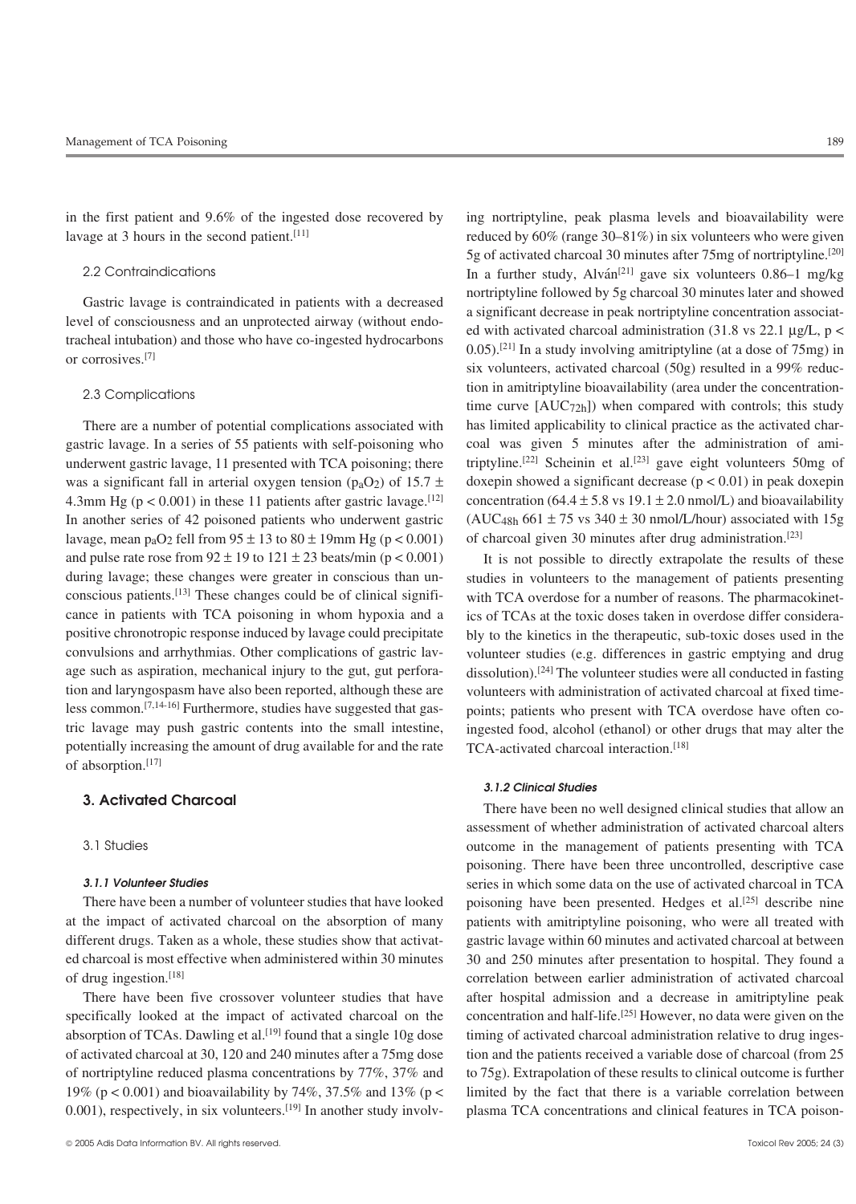in the first patient and 9.6% of the ingested dose recovered by lavage at 3 hours in the second patient.[11]

### 2.2 Contraindications

Gastric lavage is contraindicated in patients with a decreased level of consciousness and an unprotected airway (without endotracheal intubation) and those who have co-ingested hydrocarbons or corrosives.[7]

### 2.3 Complications

There are a number of potential complications associated with gastric lavage. In a series of 55 patients with self-poisoning who underwent gastric lavage, 11 presented with TCA poisoning; there was a significant fall in arterial oxygen tension ($p_aO_2$) of 15.7 ± 4.3mm Hg ($p < 0.001$) in these 11 patients after gastric lavage.[12] In another series of 42 poisoned patients who underwent gastric lavage, mean $p_aO_2$ fell from 95 ± 13 to 80 ± 19mm Hg ($p < 0.001$) and pulse rate rose from 92 ± 19 to 121 ± 23 beats/min ($p < 0.001$) during lavage; these changes were greater in conscious than unconscious patients.[13] These changes could be of clinical significance in patients with TCA poisoning in whom hypoxia and a positive chronotropic response induced by lavage could precipitate convulsions and arrhythmias. Other complications of gastric lavage such as aspiration, mechanical injury to the gut, gut perforation and laryngospasm have also been reported, although these are less common.[7,14-16] Furthermore, studies have suggested that gastric lavage may push gastric contents into the small intestine, potentially increasing the amount of drug available for and the rate of absorption.[17]

## 3. Activated Charcoal

### 3.1 Studies

#### *3.1.1 Volunteer Studies*

There have been a number of volunteer studies that have looked at the impact of activated charcoal on the absorption of many different drugs. Taken as a whole, these studies show that activated charcoal is most effective when administered within 30 minutes of drug ingestion.[18]

There have been five crossover volunteer studies that have specifically looked at the impact of activated charcoal on the absorption of TCAs. Dawling et al.[19] found that a single 10g dose of activated charcoal at 30, 120 and 240 minutes after a 75mg dose of nortriptyline reduced plasma concentrations by 77%, 37% and 19% ($p < 0.001$) and bioavailability by 74%, 37.5% and 13% ($p < 0.001$), respectively, in six volunteers.[19] In another study involving nortriptyline, peak plasma levels and bioavailability were reduced by 60% (range 30–81%) in six volunteers who were given 5g of activated charcoal 30 minutes after 75mg of nortriptyline.[20] In a further study, Alván[21] gave six volunteers 0.86–1 mg/kg nortriptyline followed by 5g charcoal 30 minutes later and showed a significant decrease in peak nortriptyline concentration associated with activated charcoal administration (31.8 vs 22.1 μg/L, $p < 0.05$).[21] In a study involving amitriptyline (at a dose of 75mg) in six volunteers, activated charcoal (50g) resulted in a 99% reduction in amitriptyline bioavailability (area under the concentration-time curve [$AUC_{72h}$]) when compared with controls; this study has limited applicability to clinical practice as the activated charcoal was given 5 minutes after the administration of amitriptyline.[22] Scheinin et al.[23] gave eight volunteers 50mg of doxepin showed a significant decrease ($p < 0.01$) in peak doxepin concentration (64.4 ± 5.8 vs 19.1 ± 2.0 nmol/L) and bioavailability ($AUC_{48h}$ 661 ± 75 vs 340 ± 30 nmol/L/hour) associated with 15g of charcoal given 30 minutes after drug administration.[23]

It is not possible to directly extrapolate the results of these studies in volunteers to the management of patients presenting with TCA overdose for a number of reasons. The pharmacokinetics of TCAs at the toxic doses taken in overdose differ considerably to the kinetics in the therapeutic, sub-toxic doses used in the volunteer studies (e.g. differences in gastric emptying and drug dissolution).[24] The volunteer studies were all conducted in fasting volunteers with administration of activated charcoal at fixed time-points; patients who present with TCA overdose have often co-ingested food, alcohol (ethanol) or other drugs that may alter the TCA-activated charcoal interaction.[18]

#### *3.1.2 Clinical Studies*

There have been no well designed clinical studies that allow an assessment of whether administration of activated charcoal alters outcome in the management of patients presenting with TCA poisoning. There have been three uncontrolled, descriptive case series in which some data on the use of activated charcoal in TCA poisoning have been presented. Hedges et al.[25] describe nine patients with amitriptyline poisoning, who were all treated with gastric lavage within 60 minutes and activated charcoal at between 30 and 250 minutes after presentation to hospital. They found a correlation between earlier administration of activated charcoal after hospital admission and a decrease in amitriptyline peak concentration and half-life.[25] However, no data were given on the timing of activated charcoal administration relative to drug ingestion and the patients received a variable dose of charcoal (from 25 to 75g). Extrapolation of these results to clinical outcome is further limited by the fact that there is a variable correlation between plasma TCA concentrations and clinical features in TCA poison-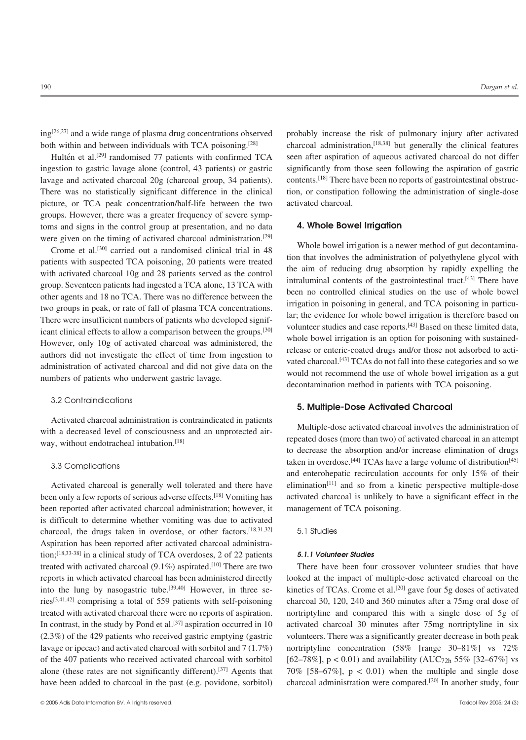ing[26,27] and a wide range of plasma drug concentrations observed both within and between individuals with TCA poisoning.[28]

Hultén et al.[29] randomised 77 patients with confirmed TCA ingestion to gastric lavage alone (control, 43 patients) or gastric lavage and activated charcoal 20g (charcoal group, 34 patients). There was no statistically significant difference in the clinical picture, or TCA peak concentration/half-life between the two groups. However, there was a greater frequency of severe symptoms and signs in the control group at presentation, and no data were given on the timing of activated charcoal administration.[29]

Crome et al.[30] carried out a randomised clinical trial in 48 patients with suspected TCA poisoning, 20 patients were treated with activated charcoal 10g and 28 patients served as the control group. Seventeen patients had ingested a TCA alone, 13 TCA with other agents and 18 no TCA. There was no difference between the two groups in peak, or rate of fall of plasma TCA concentrations. There were insufficient numbers of patients who developed significant clinical effects to allow a comparison between the groups.[30] However, only 10g of activated charcoal was administered, the authors did not investigate the effect of time from ingestion to administration of activated charcoal and did not give data on the numbers of patients who underwent gastric lavage.

### 3.2 Contraindications

Activated charcoal administration is contraindicated in patients with a decreased level of consciousness and an unprotected airway, without endotracheal intubation.[18]

### 3.3 Complications

Activated charcoal is generally well tolerated and there have been only a few reports of serious adverse effects.[18] Vomiting has been reported after activated charcoal administration; however, it is difficult to determine whether vomiting was due to activated charcoal, the drugs taken in overdose, or other factors.[18,31,32] Aspiration has been reported after activated charcoal administration;[18,33-38] in a clinical study of TCA overdoses, 2 of 22 patients treated with activated charcoal (9.1%) aspirated.[10] There are two reports in which activated charcoal has been administered directly into the lung by nasogastric tube.[39,40] However, in three series[3,41,42] comprising a total of 559 patients with self-poisoning treated with activated charcoal there were no reports of aspiration. In contrast, in the study by Pond et al.[37] aspiration occurred in 10 (2.3%) of the 429 patients who received gastric emptying (gastric lavage or ipecac) and activated charcoal with sorbitol and 7 (1.7%) of the 407 patients who received activated charcoal with sorbitol alone (these rates are not significantly different).[37] Agents that have been added to charcoal in the past (e.g. povidone, sorbitol) probably increase the risk of pulmonary injury after activated charcoal administration,[18,38] but generally the clinical features seen after aspiration of aqueous activated charcoal do not differ significantly from those seen following the aspiration of gastric contents.[18] There have been no reports of gastrointestinal obstruction, or constipation following the administration of single-dose activated charcoal.

## 4. Whole Bowel Irrigation

Whole bowel irrigation is a newer method of gut decontamination that involves the administration of polyethylene glycol with the aim of reducing drug absorption by rapidly expelling the intraluminal contents of the gastrointestinal tract.[43] There have been no controlled clinical studies on the use of whole bowel irrigation in poisoning in general, and TCA poisoning in particular; the evidence for whole bowel irrigation is therefore based on volunteer studies and case reports.[43] Based on these limited data, whole bowel irrigation is an option for poisoning with sustained-release or enteric-coated drugs and/or those not adsorbed to activated charcoal.[43] TCAs do not fall into these categories and so we would not recommend the use of whole bowel irrigation as a gut decontamination method in patients with TCA poisoning.

## 5. Multiple-Dose Activated Charcoal

Multiple-dose activated charcoal involves the administration of repeated doses (more than two) of activated charcoal in an attempt to decrease the absorption and/or increase elimination of drugs taken in overdose.[44] TCAs have a large volume of distribution[45] and enterohepatic recirculation accounts for only 15% of their elimination[11] and so from a kinetic perspective multiple-dose activated charcoal is unlikely to have a significant effect in the management of TCA poisoning.

### 5.1 Studies

#### *5.1.1 Volunteer Studies*

There have been four crossover volunteer studies that have looked at the impact of multiple-dose activated charcoal on the kinetics of TCAs. Crome et al.[20] gave four 5g doses of activated charcoal 30, 120, 240 and 360 minutes after a 75mg oral dose of nortriptyline and compared this with a single dose of 5g of activated charcoal 30 minutes after 75mg nortriptyline in six volunteers. There was a significantly greater decrease in both peak nortriptyline concentration (58% [range 30–81%] vs 72% [62–78%], $p < 0.01$) and availability ($AUC_{72h}$ 55% [32–67%] vs 70% [58–67%], $p < 0.01$) when the multiple and single dose charcoal administration were compared.[20] In another study, four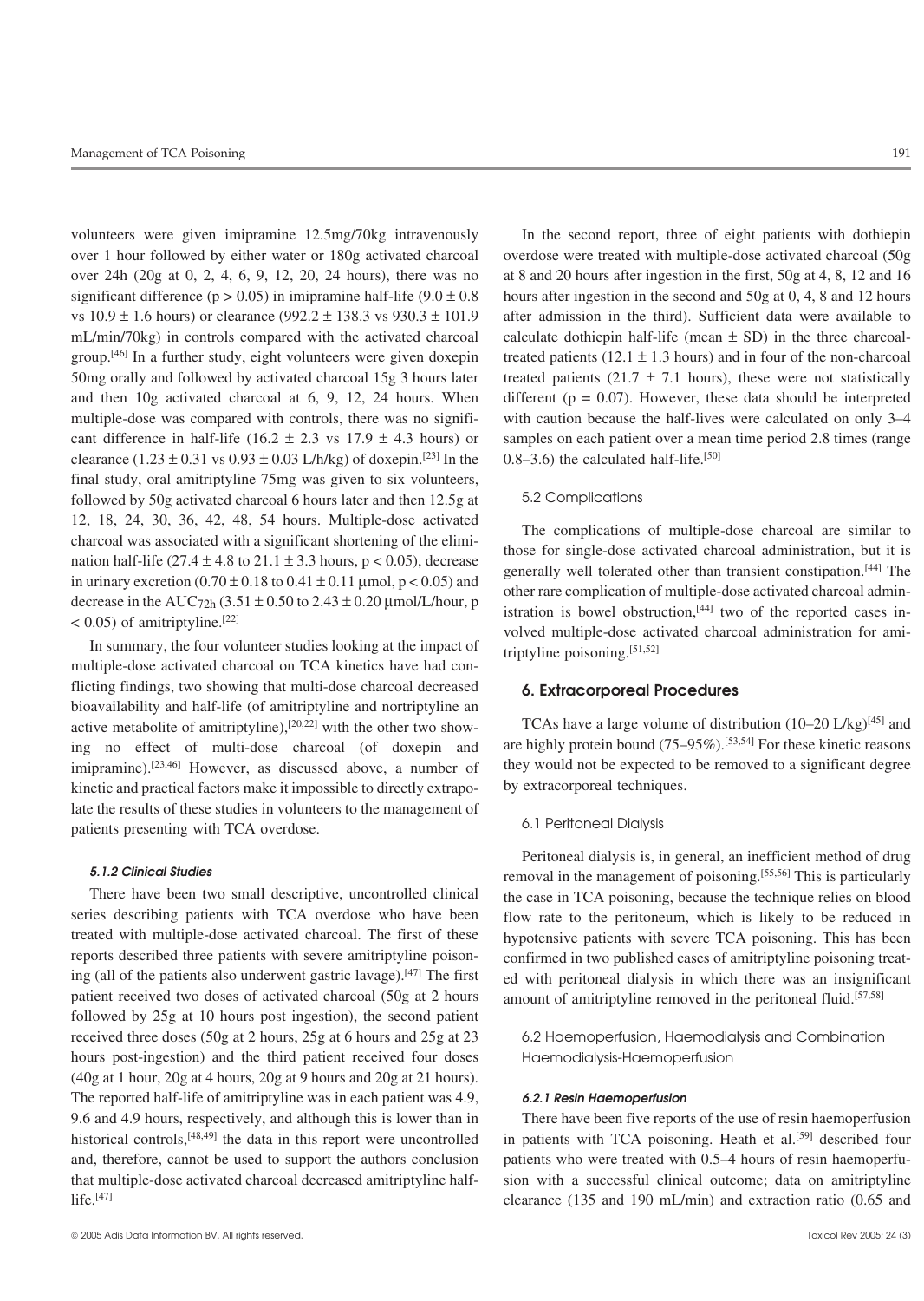volunteers were given imipramine 12.5mg/70kg intravenously over 1 hour followed by either water or 180g activated charcoal over 24h (20g at 0, 2, 4, 6, 9, 12, 20, 24 hours), there was no significant difference ($p > 0.05$) in imipramine half-life ($9.0 \pm 0.8$ vs $10.9 \pm 1.6$ hours) or clearance ($992.2 \pm 138.3$ vs $930.3 \pm 101.9$ mL/min/70kg) in controls compared with the activated charcoal group.[46] In a further study, eight volunteers were given doxepin 50mg orally and followed by activated charcoal 15g 3 hours later and then 10g activated charcoal at 6, 9, 12, 24 hours. When multiple-dose was compared with controls, there was no significant difference in half-life ($16.2 \pm 2.3$ vs $17.9 \pm 4.3$ hours) or clearance ($1.23 \pm 0.31$ vs $0.93 \pm 0.03$ L/h/kg) of doxepin.[23] In the final study, oral amitriptyline 75mg was given to six volunteers, followed by 50g activated charcoal 6 hours later and then 12.5g at 12, 18, 24, 30, 36, 42, 48, 54 hours. Multiple-dose activated charcoal was associated with a significant shortening of the elimination half-life ($27.4 \pm 4.8$ to $21.1 \pm 3.3$ hours, $p < 0.05$), decrease in urinary excretion ($0.70 \pm 0.18$ to $0.41 \pm 0.11$ μmol, $p < 0.05$) and decrease in the $AUC_{72h}$ ($3.51 \pm 0.50$ to $2.43 \pm 0.20$ μmol/L/hour, $p < 0.05$) of amitriptyline.[22]

In summary, the four volunteer studies looking at the impact of multiple-dose activated charcoal on TCA kinetics have had conflicting findings, two showing that multi-dose charcoal decreased bioavailability and half-life (of amitriptyline and nortriptyline an active metabolite of amitriptyline),[20,22] with the other two showing no effect of multi-dose charcoal (of doxepin and imipramine).[23,46] However, as discussed above, a number of kinetic and practical factors make it impossible to directly extrapolate the results of these studies in volunteers to the management of patients presenting with TCA overdose.

#### *5.1.2 Clinical Studies*

There have been two small descriptive, uncontrolled clinical series describing patients with TCA overdose who have been treated with multiple-dose activated charcoal. The first of these reports described three patients with severe amitriptyline poisoning (all of the patients also underwent gastric lavage).[47] The first patient received two doses of activated charcoal (50g at 2 hours followed by 25g at 10 hours post ingestion), the second patient received three doses (50g at 2 hours, 25g at 6 hours and 25g at 23 hours post-ingestion) and the third patient received four doses (40g at 1 hour, 20g at 4 hours, 20g at 9 hours and 20g at 21 hours). The reported half-life of amitriptyline was in each patient was 4.9, 9.6 and 4.9 hours, respectively, and although this is lower than in historical controls,[48,49] the data in this report were uncontrolled and, therefore, cannot be used to support the authors conclusion that multiple-dose activated charcoal decreased amitriptyline half-life.[47]

In the second report, three of eight patients with dothiepin overdose were treated with multiple-dose activated charcoal (50g at 8 and 20 hours after ingestion in the first, 50g at 4, 8, 12 and 16 hours after ingestion in the second and 50g at 0, 4, 8 and 12 hours after admission in the third). Sufficient data were available to calculate dothiepin half-life (mean ± SD) in the three charcoal-treated patients ($12.1 \pm 1.3$ hours) and in four of the non-charcoal treated patients ($21.7 \pm 7.1$ hours), these were not statistically different ($p = 0.07$). However, these data should be interpreted with caution because the half-lives were calculated on only 3–4 samples on each patient over a mean time period 2.8 times (range 0.8–3.6) the calculated half-life.[50]

### 5.2 Complications

The complications of multiple-dose charcoal are similar to those for single-dose activated charcoal administration, but it is generally well tolerated other than transient constipation.[44] The other rare complication of multiple-dose activated charcoal administration is bowel obstruction,[44] two of the reported cases involved multiple-dose activated charcoal administration for amitriptyline poisoning.[51,52]

## 6. Extracorporeal Procedures

TCAs have a large volume of distribution (10–20 L/kg)[45] and are highly protein bound (75–95%).[53,54] For these kinetic reasons they would not be expected to be removed to a significant degree by extracorporeal techniques.

### 6.1 Peritoneal Dialysis

Peritoneal dialysis is, in general, an inefficient method of drug removal in the management of poisoning.[55,56] This is particularly the case in TCA poisoning, because the technique relies on blood flow rate to the peritoneum, which is likely to be reduced in hypotensive patients with severe TCA poisoning. This has been confirmed in two published cases of amitriptyline poisoning treated with peritoneal dialysis in which there was an insignificant amount of amitriptyline removed in the peritoneal fluid.[57,58]

### 6.2 Haemoperfusion, Haemodialysis and Combination Haemodialysis-Haemoperfusion

#### *6.2.1 Resin Haemoperfusion*

There have been five reports of the use of resin haemoperfusion in patients with TCA poisoning. Heath et al.[59] described four patients who were treated with 0.5–4 hours of resin haemoperfusion with a successful clinical outcome; data on amitriptyline clearance (135 and 190 mL/min) and extraction ratio (0.65 and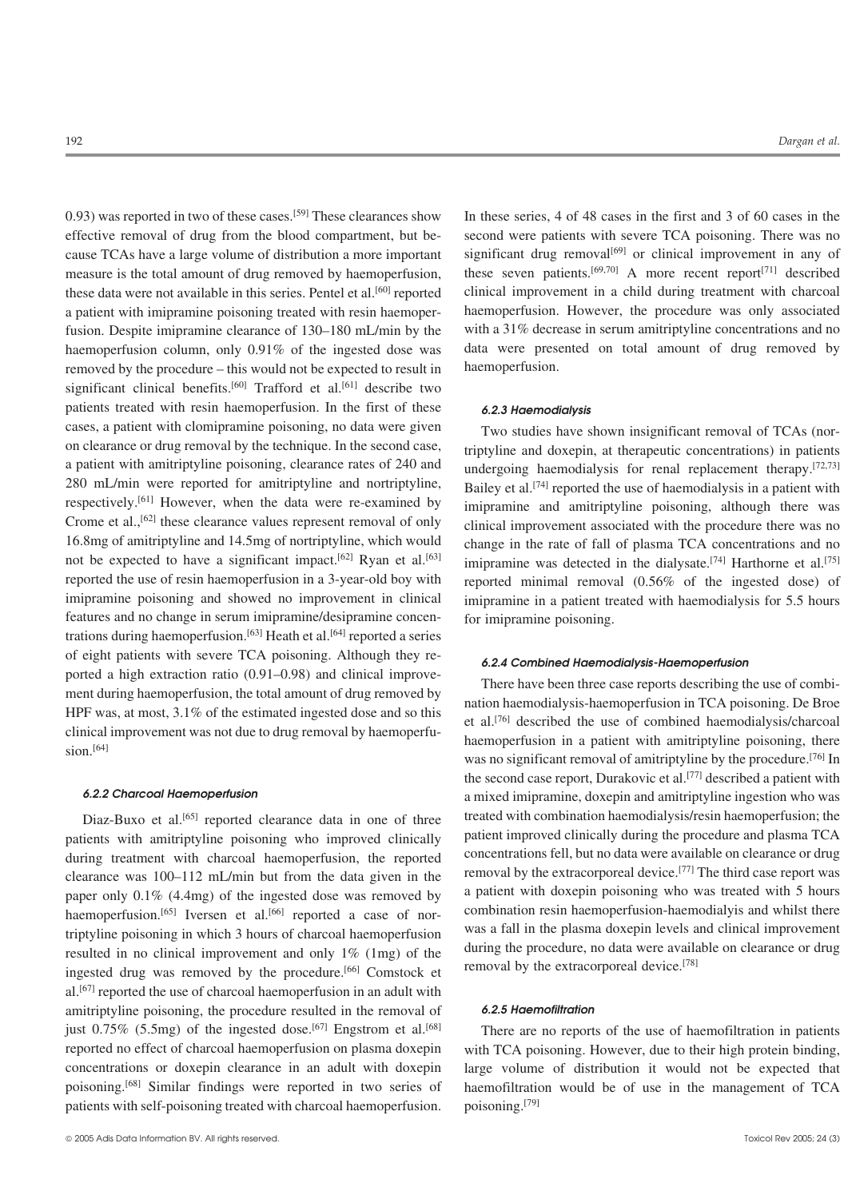0.93) was reported in two of these cases.[59] These clearances show effective removal of drug from the blood compartment, but because TCAs have a large volume of distribution a more important measure is the total amount of drug removed by haemoperfusion, these data were not available in this series. Pentel et al.[60] reported a patient with imipramine poisoning treated with resin haemoperfusion. Despite imipramine clearance of 130–180 mL/min by the haemoperfusion column, only 0.91% of the ingested dose was removed by the procedure – this would not be expected to result in significant clinical benefits.[60] Trafford et al.[61] describe two patients treated with resin haemoperfusion. In the first of these cases, a patient with clomipramine poisoning, no data were given on clearance or drug removal by the technique. In the second case, a patient with amitriptyline poisoning, clearance rates of 240 and 280 mL/min were reported for amitriptyline and nortriptyline, respectively.[61] However, when the data were re-examined by Crome et al.,[62] these clearance values represent removal of only 16.8mg of amitriptyline and 14.5mg of nortriptyline, which would not be expected to have a significant impact.[62] Ryan et al.[63] reported the use of resin haemoperfusion in a 3-year-old boy with imipramine poisoning and showed no improvement in clinical features and no change in serum imipramine/desipramine concentrations during haemoperfusion.[63] Heath et al.[64] reported a series of eight patients with severe TCA poisoning. Although they reported a high extraction ratio (0.91–0.98) and clinical improvement during haemoperfusion, the total amount of drug removed by HPF was, at most, 3.1% of the estimated ingested dose and so this clinical improvement was not due to drug removal by haemoperfusion.[64]

#### 6.2.2 Charcoal Haemoperfusion

Diaz-Buxo et al.[65] reported clearance data in one of three patients with amitriptyline poisoning who improved clinically during treatment with charcoal haemoperfusion, the reported clearance was 100–112 mL/min but from the data given in the paper only 0.1% (4.4mg) of the ingested dose was removed by haemoperfusion.[65] Iversen et al.[66] reported a case of nortriptyline poisoning in which 3 hours of charcoal haemoperfusion resulted in no clinical improvement and only 1% (1mg) of the ingested drug was removed by the procedure.[66] Comstock et al.[67] reported the use of charcoal haemoperfusion in an adult with amitriptyline poisoning, the procedure resulted in the removal of just 0.75% (5.5mg) of the ingested dose.[67] Engstrom et al.[68] reported no effect of charcoal haemoperfusion on plasma doxepin concentrations or doxepin clearance in an adult with doxepin poisoning.[68] Similar findings were reported in two series of patients with self-poisoning treated with charcoal haemoperfusion. In these series, 4 of 48 cases in the first and 3 of 60 cases in the second were patients with severe TCA poisoning. There was no significant drug removal[69] or clinical improvement in any of these seven patients.[69,70] A more recent report[71] described clinical improvement in a child during treatment with charcoal haemoperfusion. However, the procedure was only associated with a 31% decrease in serum amitriptyline concentrations and no data were presented on total amount of drug removed by haemoperfusion.

#### 6.2.3 Haemodialysis

Two studies have shown insignificant removal of TCAs (nortriptyline and doxepin, at therapeutic concentrations) in patients undergoing haemodialysis for renal replacement therapy.[72,73] Bailey et al.[74] reported the use of haemodialysis in a patient with imipramine and amitriptyline poisoning, although there was clinical improvement associated with the procedure there was no change in the rate of fall of plasma TCA concentrations and no imipramine was detected in the dialysate.[74] Harthorne et al.[75] reported minimal removal (0.56% of the ingested dose) of imipramine in a patient treated with haemodialysis for 5.5 hours for imipramine poisoning.

#### 6.2.4 Combined Haemodialysis-Haemoperfusion

There have been three case reports describing the use of combination haemodialysis-haemoperfusion in TCA poisoning. De Broe et al.[76] described the use of combined haemodialysis/charcoal haemoperfusion in a patient with amitriptyline poisoning, there was no significant removal of amitriptyline by the procedure.[76] In the second case report, Durakovic et al.[77] described a patient with a mixed imipramine, doxepin and amitriptyline ingestion who was treated with combination haemodialysis/resin haemoperfusion; the patient improved clinically during the procedure and plasma TCA concentrations fell, but no data were available on clearance or drug removal by the extracorporeal device.[77] The third case report was a patient with doxepin poisoning who was treated with 5 hours combination resin haemoperfusion-haemodialyis and whilst there was a fall in the plasma doxepin levels and clinical improvement during the procedure, no data were available on clearance or drug removal by the extracorporeal device.[78]

#### 6.2.5 Haemofiltration

There are no reports of the use of haemofiltration in patients with TCA poisoning. However, due to their high protein binding, large volume of distribution it would not be expected that haemofiltration would be of use in the management of TCA poisoning.[79]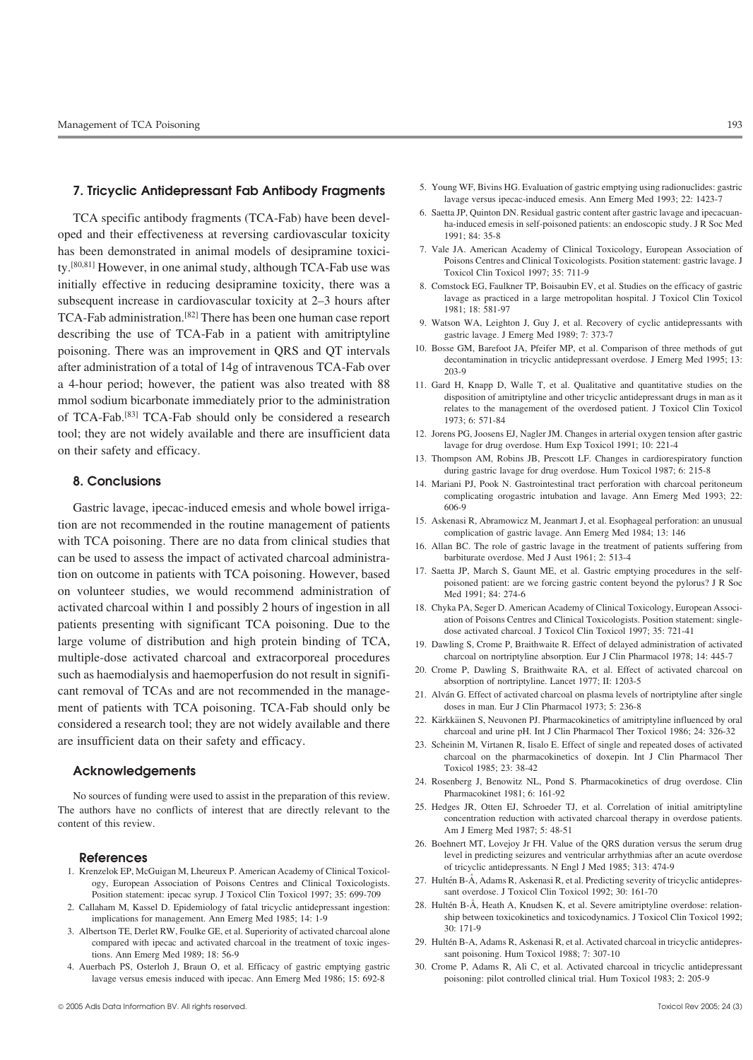## 7. Tricyclic Antidepressant Fab Antibody Fragments

TCA specific antibody fragments (TCA-Fab) have been developed and their effectiveness at reversing cardiovascular toxicity has been demonstrated in animal models of desipramine toxicity.[80,81] However, in one animal study, although TCA-Fab use was initially effective in reducing desipramine toxicity, there was a subsequent increase in cardiovascular toxicity at 2–3 hours after TCA-Fab administration.[82] There has been one human case report describing the use of TCA-Fab in a patient with amitriptyline poisoning. There was an improvement in QRS and QT intervals after administration of a total of 14g of intravenous TCA-Fab over a 4-hour period; however, the patient was also treated with 88 mmol sodium bicarbonate immediately prior to the administration of TCA-Fab.[83] TCA-Fab should only be considered a research tool; they are not widely available and there are insufficient data on their safety and efficacy.

## 8. Conclusions

Gastric lavage, ipecac-induced emesis and whole bowel irrigation are not recommended in the routine management of patients with TCA poisoning. There are no data from clinical studies that can be used to assess the impact of activated charcoal administration on outcome in patients with TCA poisoning. However, based on volunteer studies, we would recommend administration of activated charcoal within 1 and possibly 2 hours of ingestion in all patients presenting with significant TCA poisoning. Due to the large volume of distribution and high protein binding of TCA, multiple-dose activated charcoal and extracorporeal procedures such as haemodialysis and haemoperfusion do not result in significant removal of TCAs and are not recommended in the management of patients with TCA poisoning. TCA-Fab should only be considered a research tool; they are not widely available and there are insufficient data on their safety and efficacy.

### Acknowledgements

No sources of funding were used to assist in the preparation of this review. The authors have no conflicts of interest that are directly relevant to the content of this review.

### References

1. Krenzelok EP, McGuigan M, Lheureux P. American Academy of Clinical Toxicology, European Association of Poisons Centres and Clinical Toxicologists. Position statement: ipecac syrup. J Toxicol Clin Toxicol 1997; 35: 699-709
2. Callaham M, Kassel D. Epidemiology of fatal tricyclic antidepressant ingestion: implications for management. Ann Emerg Med 1985; 14: 1-9
3. Albertson TE, Derlet RW, Foulke GE, et al. Superiority of activated charcoal alone compared with ipecac and activated charcoal in the treatment of toxic ingestions. Ann Emerg Med 1989; 18: 56-9
4. Auerbach PS, Osterloh J, Braun O, et al. Efficacy of gastric emptying gastric lavage versus emesis induced with ipecac. Ann Emerg Med 1986; 15: 692-8
5. Young WF, Bivins HG. Evaluation of gastric emptying using radionuclides: gastric lavage versus ipecac-induced emesis. Ann Emerg Med 1993; 22: 1423-7
6. Saetta JP, Quinton DN. Residual gastric content after gastric lavage and ipecacuanha-induced emesis in self-poisoned patients: an endoscopic study. J R Soc Med 1991; 84: 35-8
7. Vale JA. American Academy of Clinical Toxicology, European Association of Poisons Centres and Clinical Toxicologists. Position statement: gastric lavage. J Toxicol Clin Toxicol 1997; 35: 711-9
8. Comstock EG, Faulkner TP, Boisaubin EV, et al. Studies on the efficacy of gastric lavage as practiced in a large metropolitan hospital. J Toxicol Clin Toxicol 1981; 18: 581-97
9. Watson WA, Leighton J, Guy J, et al. Recovery of cyclic antidepressants with gastric lavage. J Emerg Med 1989; 7: 373-7
10. Bosse GM, Barefoot JA, Pfeifer MP, et al. Comparison of three methods of gut decontamination in tricyclic antidepressant overdose. J Emerg Med 1995; 13: 203-9
11. Gard H, Knapp D, Walle T, et al. Qualitative and quantitative studies on the disposition of amitriptyline and other tricyclic antidepressant drugs in man as it relates to the management of the overdosed patient. J Toxicol Clin Toxicol 1973; 6: 571-84
12. Jorens PG, Joosens EJ, Nagler JM. Changes in arterial oxygen tension after gastric lavage for drug overdose. Hum Exp Toxicol 1991; 10: 221-4
13. Thompson AM, Robins JB, Prescott LF. Changes in cardiorespiratory function during gastric lavage for drug overdose. Hum Toxicol 1987; 6: 215-8
14. Mariani PJ, Pook N. Gastrointestinal tract perforation with charcoal peritoneum complicating orogastric intubation and lavage. Ann Emerg Med 1993; 22: 606-9
15. Askenasi R, Abramowicz M, Jeanmart J, et al. Esophageal perforation: an unusual complication of gastric lavage. Ann Emerg Med 1984; 13: 146
16. Allan BC. The role of gastric lavage in the treatment of patients suffering from barbiturate overdose. Med J Aust 1961; 2: 513-4
17. Saetta JP, March S, Gaunt ME, et al. Gastric emptying procedures in the self-poisoned patient: are we forcing gastric content beyond the pylorus? J R Soc Med 1991; 84: 274-6
18. Chyka PA, Seger D. American Academy of Clinical Toxicology, European Association of Poisons Centres and Clinical Toxicologists. Position statement: single-dose activated charcoal. J Toxicol Clin Toxicol 1997; 35: 721-41
19. Dawling S, Crome P, Braithwaite R. Effect of delayed administration of activated charcoal on nortriptyline absorption. Eur J Clin Pharmacol 1978; 14: 445-7
20. Crome P, Dawling S, Braithwaite RA, et al. Effect of activated charcoal on absorption of nortriptyline. Lancet 1977; II: 1203-5
21. Alván G. Effect of activated charcoal on plasma levels of nortriptyline after single doses in man. Eur J Clin Pharmacol 1973; 5: 236-8
22. Kärkkäinen S, Neuvonen PJ. Pharmacokinetics of amitriptyline influenced by oral charcoal and urine pH. Int J Clin Pharmacol Ther Toxicol 1986; 24: 326-32
23. Scheinin M, Virtanen R, Iisalo E. Effect of single and repeated doses of activated charcoal on the pharmacokinetics of doxepin. Int J Clin Pharmacol Ther Toxicol 1985; 23: 38-42
24. Rosenberg J, Benowitz NL, Pond S. Pharmacokinetics of drug overdose. Clin Pharmacokinet 1981; 6: 161-92
25. Hedges JR, Otten EJ, Schroeder TJ, et al. Correlation of initial amitriptyline concentration reduction with activated charcoal therapy in overdose patients. Am J Emerg Med 1987; 5: 48-51
26. Boehnert MT, Lovejoy Jr FH. Value of the QRS duration versus the serum drug level in predicting seizures and ventricular arrhythmias after an acute overdose of tricyclic antidepressants. N Engl J Med 1985; 313: 474-9
27. Hultén B-Å, Adams R, Askenasi R, et al. Predicting severity of tricyclic antidepressant overdose. J Toxicol Clin Toxicol 1992; 30: 161-70
28. Hultén B-Å, Heath A, Knudsen K, et al. Severe amitriptyline overdose: relationship between toxicokinetics and toxicodynamics. J Toxicol Clin Toxicol 1992; 30: 171-9
29. Hultén B-A, Adams R, Askenasi R, et al. Activated charcoal in tricyclic antidepressant poisoning. Hum Toxicol 1988; 7: 307-10
30. Crome P, Adams R, Ali C, et al. Activated charcoal in tricyclic antidepressant poisoning: pilot controlled clinical trial. Hum Toxicol 1983; 2: 205-9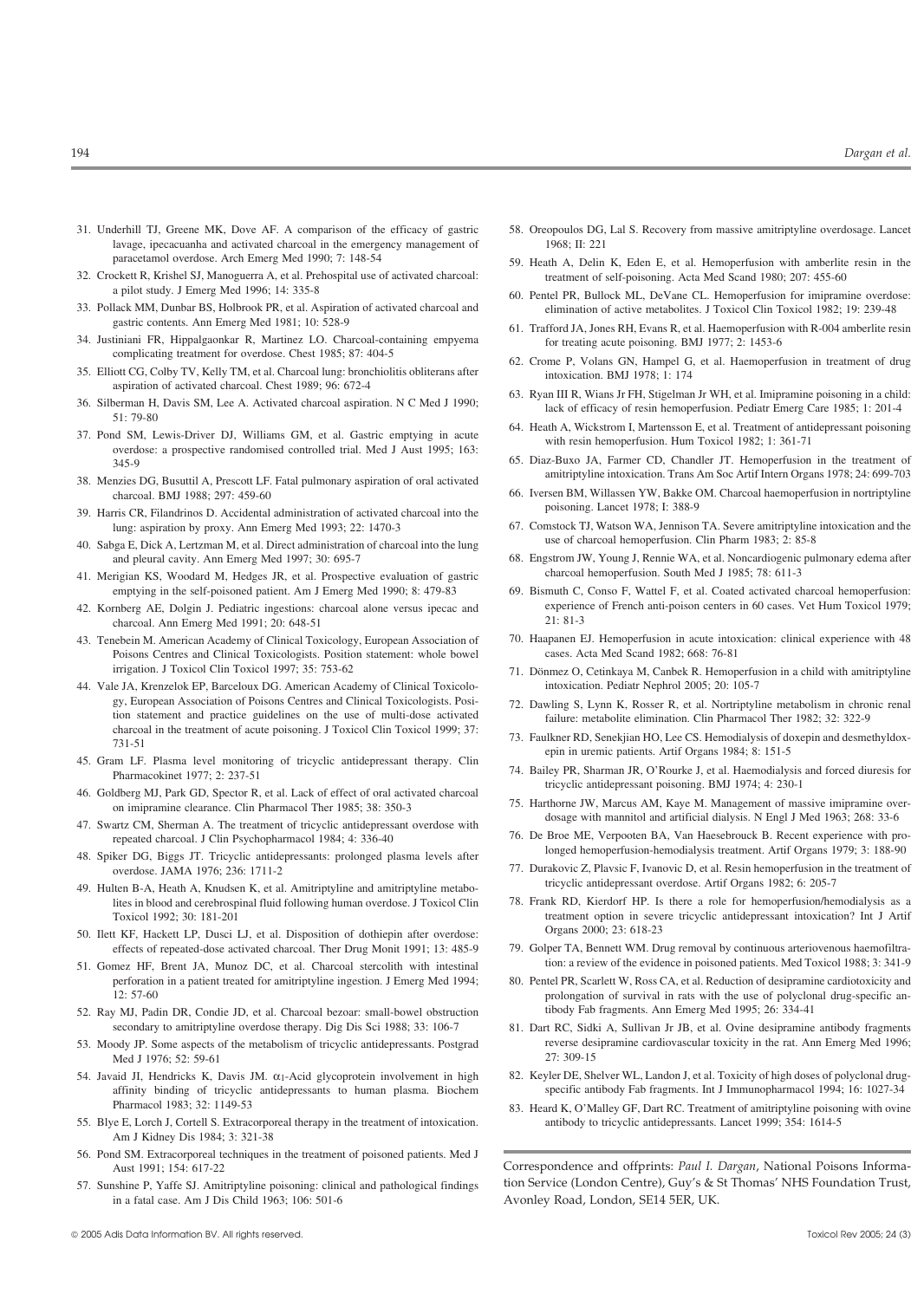31. Underhill TJ, Greene MK, Dove AF. A comparison of the efficacy of gastric lavage, ipecacuanha and activated charcoal in the emergency management of paracetamol overdose. Arch Emerg Med 1990; 7: 148-54
32. Crockett R, Krishel SJ, Manoguerra A, et al. Prehospital use of activated charcoal: a pilot study. J Emerg Med 1996; 14: 335-8
33. Pollack MM, Dunbar BS, Holbrook PR, et al. Aspiration of activated charcoal and gastric contents. Ann Emerg Med 1981; 10: 528-9
34. Justiniani FR, Hippalgaonkar R, Martinez LO. Charcoal-containing empyema complicating treatment for overdose. Chest 1985; 87: 404-5
35. Elliott CG, Colby TV, Kelly TM, et al. Charcoal lung: bronchiolitis obliterans after aspiration of activated charcoal. Chest 1989; 96: 672-4
36. Silberman H, Davis SM, Lee A. Activated charcoal aspiration. N C Med J 1990; 51: 79-80
37. Pond SM, Lewis-Driver DJ, Williams GM, et al. Gastric emptying in acute overdose: a prospective randomised controlled trial. Med J Aust 1995; 163: 345-9
38. Menzies DG, Busuttil A, Prescott LF. Fatal pulmonary aspiration of oral activated charcoal. BMJ 1988; 297: 459-60
39. Harris CR, Filandrinos D. Accidental administration of activated charcoal into the lung: aspiration by proxy. Ann Emerg Med 1993; 22: 1470-3
40. Sabga E, Dick A, Lertzman M, et al. Direct administration of charcoal into the lung and pleural cavity. Ann Emerg Med 1997; 30: 695-7
41. Merigian KS, Woodard M, Hedges JR, et al. Prospective evaluation of gastric emptying in the self-poisoned patient. Am J Emerg Med 1990; 8: 479-83
42. Kornberg AE, Dolgin J. Pediatric ingestions: charcoal alone versus ipecac and charcoal. Ann Emerg Med 1991; 20: 648-51
43. Tenebein M. American Academy of Clinical Toxicology, European Association of Poisons Centres and Clinical Toxicologists. Position statement: whole bowel irrigation. J Toxicol Clin Toxicol 1997; 35: 753-62
44. Vale JA, Krenzelok EP, Barceloux DG. American Academy of Clinical Toxicology, European Association of Poisons Centres and Clinical Toxicologists. Position statement and practice guidelines on the use of multi-dose activated charcoal in the treatment of acute poisoning. J Toxicol Clin Toxicol 1999; 37: 731-51
45. Gram LF. Plasma level monitoring of tricyclic antidepressant therapy. Clin Pharmacokinet 1977; 2: 237-51
46. Goldberg MJ, Park GD, Spector R, et al. Lack of effect of oral activated charcoal on imipramine clearance. Clin Pharmacol Ther 1985; 38: 350-3
47. Swartz CM, Sherman A. The treatment of tricyclic antidepressant overdose with repeated charcoal. J Clin Psychopharmacol 1984; 4: 336-40
48. Spiker DG, Biggs JT. Tricyclic antidepressants: prolonged plasma levels after overdose. JAMA 1976; 236: 1711-2
49. Hulten B-A, Heath A, Knudsen K, et al. Amitriptyline and amitriptyline metabolites in blood and cerebrospinal fluid following human overdose. J Toxicol Clin Toxicol 1992; 30: 181-201
50. Ilett KF, Hackett LP, Dusci LJ, et al. Disposition of dothiepin after overdose: effects of repeated-dose activated charcoal. Ther Drug Monit 1991; 13: 485-9
51. Gomez HF, Brent JA, Munoz DC, et al. Charcoal stercolith with intestinal perforation in a patient treated for amitriptyline ingestion. J Emerg Med 1994; 12: 57-60
52. Ray MJ, Padin DR, Condie JD, et al. Charcoal bezoar: small-bowel obstruction secondary to amitriptyline overdose therapy. Dig Dis Sci 1988; 33: 106-7
53. Moody JP. Some aspects of the metabolism of tricyclic antidepressants. Postgrad Med J 1976; 52: 59-61
54. Javaid JI, Hendricks K, Davis JM. $\alpha_1$-Acid glycoprotein involvement in high affinity binding of tricyclic antidepressants to human plasma. Biochem Pharmacol 1983; 32: 1149-53
55. Blye E, Lorch J, Cortell S. Extracorporeal therapy in the treatment of intoxication. Am J Kidney Dis 1984; 3: 321-38
56. Pond SM. Extracorporeal techniques in the treatment of poisoned patients. Med J Aust 1991; 154: 617-22
57. Sunshine P, Yaffe SJ. Amitriptyline poisoning: clinical and pathological findings in a fatal case. Am J Dis Child 1963; 106: 501-6
58. Oreopoulos DG, Lal S. Recovery from massive amitriptyline overdosage. Lancet 1968; II: 221
59. Heath A, Delin K, Eden E, et al. Hemoperfusion with amberlite resin in the treatment of self-poisoning. Acta Med Scand 1980; 207: 455-60
60. Pentel PR, Bullock ML, DeVane CL. Hemoperfusion for imipramine overdose: elimination of active metabolites. J Toxicol Clin Toxicol 1982; 19: 239-48
61. Trafford JA, Jones RH, Evans R, et al. Haemoperfusion with R-004 amberlite resin for treating acute poisoning. BMJ 1977; 2: 1453-6
62. Crome P, Volans GN, Hampel G, et al. Haemoperfusion in treatment of drug intoxication. BMJ 1978; 1: 174
63. Ryan III R, Wians Jr FH, Stigelman Jr WH, et al. Imipramine poisoning in a child: lack of efficacy of resin hemoperfusion. Pediatr Emerg Care 1985; 1: 201-4
64. Heath A, Wickstrom I, Martensson E, et al. Treatment of antidepressant poisoning with resin hemoperfusion. Hum Toxicol 1982; 1: 361-71
65. Diaz-Buxo JA, Farmer CD, Chandler JT. Hemoperfusion in the treatment of amitriptyline intoxication. Trans Am Soc Artif Intern Organs 1978; 24: 699-703
66. Iversen BM, Willassen YW, Bakke OM. Charcoal haemoperfusion in nortriptyline poisoning. Lancet 1978; I: 388-9
67. Comstock TJ, Watson WA, Jennison TA. Severe amitriptyline intoxication and the use of charcoal hemoperfusion. Clin Pharm 1983; 2: 85-8
68. Engstrom JW, Young J, Rennie WA, et al. Noncardiogenic pulmonary edema after charcoal hemoperfusion. South Med J 1985; 78: 611-3
69. Bismuth C, Conso F, Wattel F, et al. Coated activated charcoal hemoperfusion: experience of French anti-poison centers in 60 cases. Vet Hum Toxicol 1979; 21: 81-3
70. Haapanen EJ. Hemoperfusion in acute intoxication: clinical experience with 48 cases. Acta Med Scand 1982; 668: 76-81
71. Dönmez O, Cetinkaya M, Canbek R. Hemoperfusion in a child with amitriptyline intoxication. Pediatr Nephrol 2005; 20: 105-7
72. Dawling S, Lynn K, Rosser R, et al. Nortriptyline metabolism in chronic renal failure: metabolite elimination. Clin Pharmacol Ther 1982; 32: 322-9
73. Faulkner RD, Senekjian HO, Lee CS. Hemodialysis of doxepin and desmethyldoxepin in uremic patients. Artif Organs 1984; 8: 151-5
74. Bailey PR, Sharman JR, O'Rourke J, et al. Haemodialysis and forced diuresis for tricyclic antidepressant poisoning. BMJ 1974; 4: 230-1
75. Harthorne JW, Marcus AM, Kaye M. Management of massive imipramine overdosage with mannitol and artificial dialysis. N Engl J Med 1963; 268: 33-6
76. De Broe ME, Verpooten BA, Van Haesebrouck B. Recent experience with prolonged hemoperfusion-hemodialysis treatment. Artif Organs 1979; 3: 188-90
77. Durakovic Z, Plavsic F, Ivanovic D, et al. Resin hemoperfusion in the treatment of tricyclic antidepressant overdose. Artif Organs 1982; 6: 205-7
78. Frank RD, Kierdorf HP. Is there a role for hemoperfusion/hemodialysis as a treatment option in severe tricyclic antidepressant intoxication? Int J Artif Organs 2000; 23: 618-23
79. Golper TA, Bennett WM. Drug removal by continuous arteriovenous haemofiltration: a review of the evidence in poisoned patients. Med Toxicol 1988; 3: 341-9
80. Pentel PR, Scarlett W, Ross CA, et al. Reduction of desipramine cardiotoxicity and prolongation of survival in rats with the use of polyclonal drug-specific antibody Fab fragments. Ann Emerg Med 1995; 26: 334-41
81. Dart RC, Sidki A, Sullivan Jr JB, et al. Ovine desipramine antibody fragments reverse desipramine cardiovascular toxicity in the rat. Ann Emerg Med 1996; 27: 309-15
82. Keyler DE, Shelver WL, Landon J, et al. Toxicity of high doses of polyclonal drug-specific antibody Fab fragments. Int J Immunopharmacol 1994; 16: 1027-34
83. Heard K, O'Malley GF, Dart RC. Treatment of amitriptyline poisoning with ovine antibody to tricyclic antidepressants. Lancet 1999; 354: 1614-5

Correspondence and offprints: *Paul I. Dargan*, National Poisons Information Service (London Centre), Guy's & St Thomas' NHS Foundation Trust, Avonley Road, London, SE14 5ER, UK.